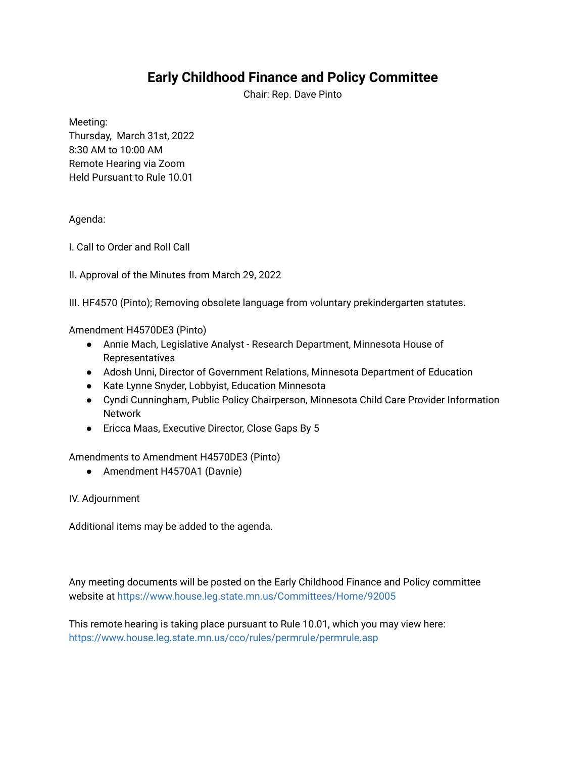# Early Childhood Finance and Policy Committee

Chair: Rep. Dave Pinto

Meeting:
Thursday, March 31st, 2022
8:30 AM to 10:00 AM
Remote Hearing via Zoom
Held Pursuant to Rule 10.01

Agenda:

I. Call to Order and Roll Call

II. Approval of the Minutes from March 29, 2022

III. HF4570 (Pinto); Removing obsolete language from voluntary prekindergarten statutes.

Amendment H4570DE3 (Pinto)

- Annie Mach, Legislative Analyst - Research Department, Minnesota House of Representatives
- Adosh Unni, Director of Government Relations, Minnesota Department of Education
- Kate Lynne Snyder, Lobbyist, Education Minnesota
- Cyndi Cunningham, Public Policy Chairperson, Minnesota Child Care Provider Information Network
- Ericca Maas, Executive Director, Close Gaps By 5

Amendments to Amendment H4570DE3 (Pinto)

- Amendment H4570A1 (Davnie)

IV. Adjournment

Additional items may be added to the agenda.

Any meeting documents will be posted on the Early Childhood Finance and Policy committee website at https://www.house.leg.state.mn.us/Committees/Home/92005

This remote hearing is taking place pursuant to Rule 10.01, which you may view here: https://www.house.leg.state.mn.us/cco/rules/permrule/permrule.asp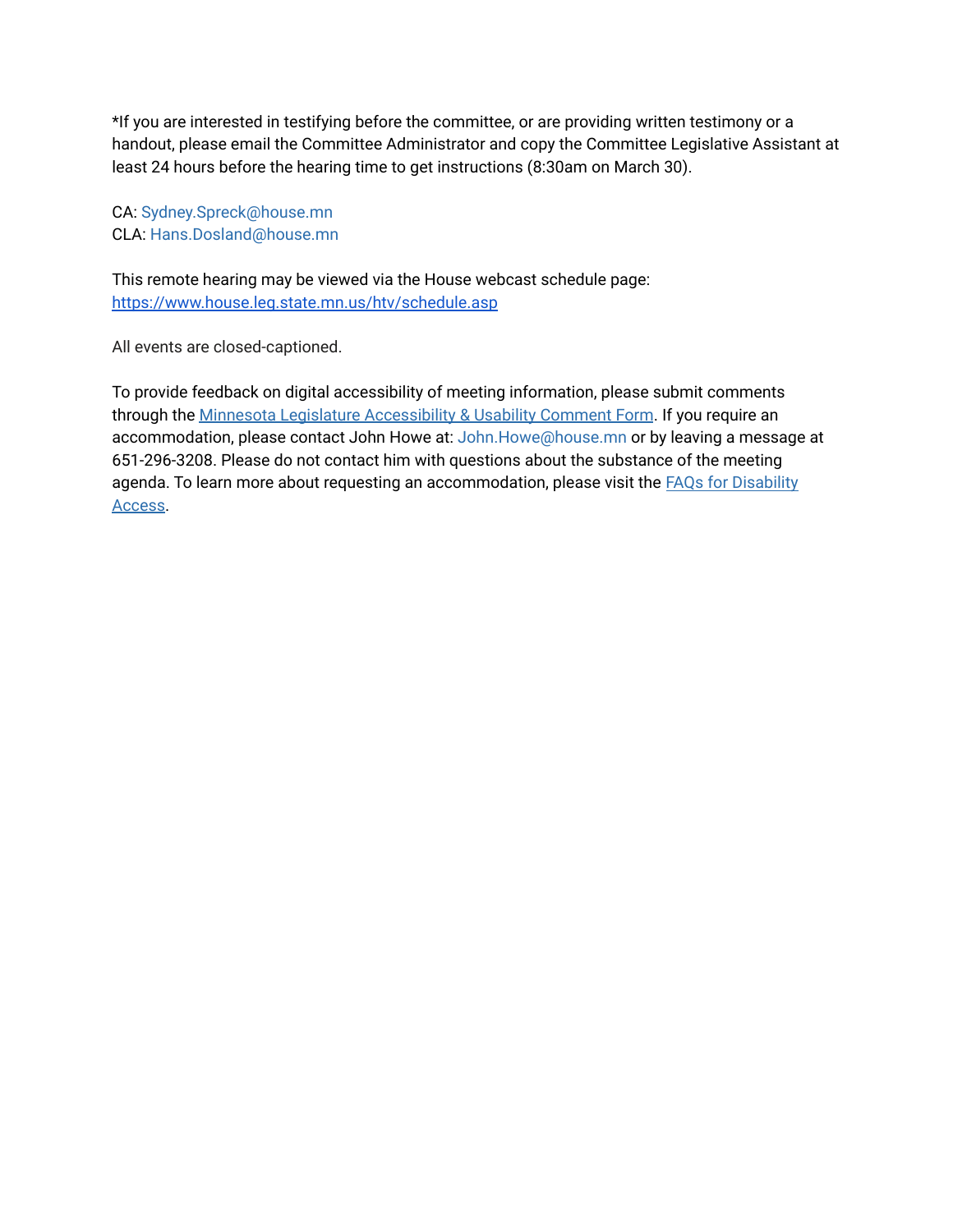*If you are interested in testifying before the committee, or are providing written testimony or a handout, please email the Committee Administrator and copy the Committee Legislative Assistant at least 24 hours before the hearing time to get instructions (8:30am on March 30).

CA: Sydney.Spreck@house.mn
CLA: Hans.Dosland@house.mn

This remote hearing may be viewed via the House webcast schedule page:
https://www.house.leg.state.mn.us/htv/schedule.asp

All events are closed-captioned.

To provide feedback on digital accessibility of meeting information, please submit comments through the Minnesota Legislature Accessibility & Usability Comment Form. If you require an accommodation, please contact John Howe at: John.Howe@house.mn or by leaving a message at 651-296-3208. Please do not contact him with questions about the substance of the meeting agenda. To learn more about requesting an accommodation, please visit the FAQs for Disability Access.